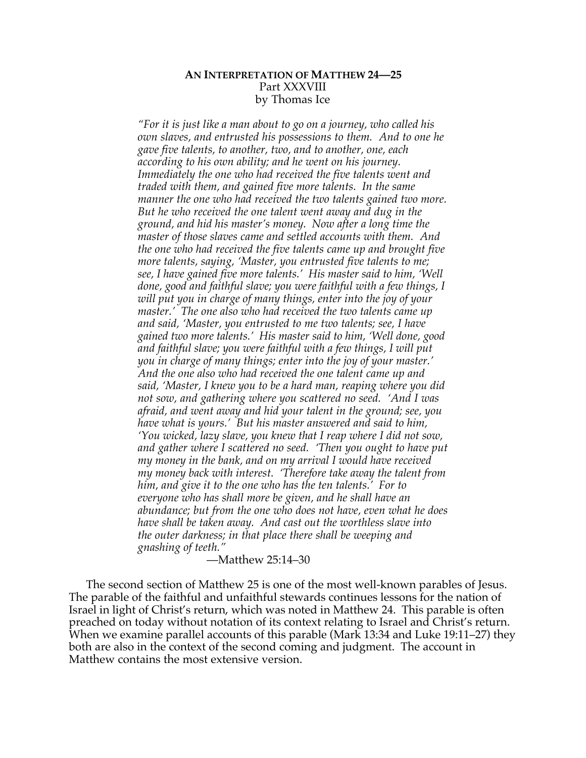# AN INTERPRETATION OF MATTHEW 24—25

Part XXXVIII

by Thomas Ice

> *"For it is just like a man about to go on a journey, who called his own slaves, and entrusted his possessions to them. And to one he gave five talents, to another, two, and to another, one, each according to his own ability; and he went on his journey. Immediately the one who had received the five talents went and traded with them, and gained five more talents. In the same manner the one who had received the two talents gained two more. But he who received the one talent went away and dug in the ground, and hid his master's money. Now after a long time the master of those slaves came and settled accounts with them. And the one who had received the five talents came up and brought five more talents, saying, 'Master, you entrusted five talents to me; see, I have gained five more talents.' His master said to him, 'Well done, good and faithful slave; you were faithful with a few things, I will put you in charge of many things, enter into the joy of your master.' The one also who had received the two talents came up and said, 'Master, you entrusted to me two talents; see, I have gained two more talents.' His master said to him, 'Well done, good and faithful slave; you were faithful with a few things, I will put you in charge of many things; enter into the joy of your master.' And the one also who had received the one talent came up and said, 'Master, I knew you to be a hard man, reaping where you did not sow, and gathering where you scattered no seed. 'And I was afraid, and went away and hid your talent in the ground; see, you have what is yours.' But his master answered and said to him, 'You wicked, lazy slave, you knew that I reap where I did not sow, and gather where I scattered no seed. 'Then you ought to have put my money in the bank, and on my arrival I would have received my money back with interest. 'Therefore take away the talent from him, and give it to the one who has the ten talents.' For to everyone who has shall more be given, and he shall have an abundance; but from the one who does not have, even what he does have shall be taken away. And cast out the worthless slave into the outer darkness; in that place there shall be weeping and gnashing of teeth."*
>
> —Matthew 25:14–30

The second section of Matthew 25 is one of the most well-known parables of Jesus. The parable of the faithful and unfaithful stewards continues lessons for the nation of Israel in light of Christ's return, which was noted in Matthew 24. This parable is often preached on today without notation of its context relating to Israel and Christ's return. When we examine parallel accounts of this parable (Mark 13:34 and Luke 19:11–27) they both are also in the context of the second coming and judgment. The account in Matthew contains the most extensive version.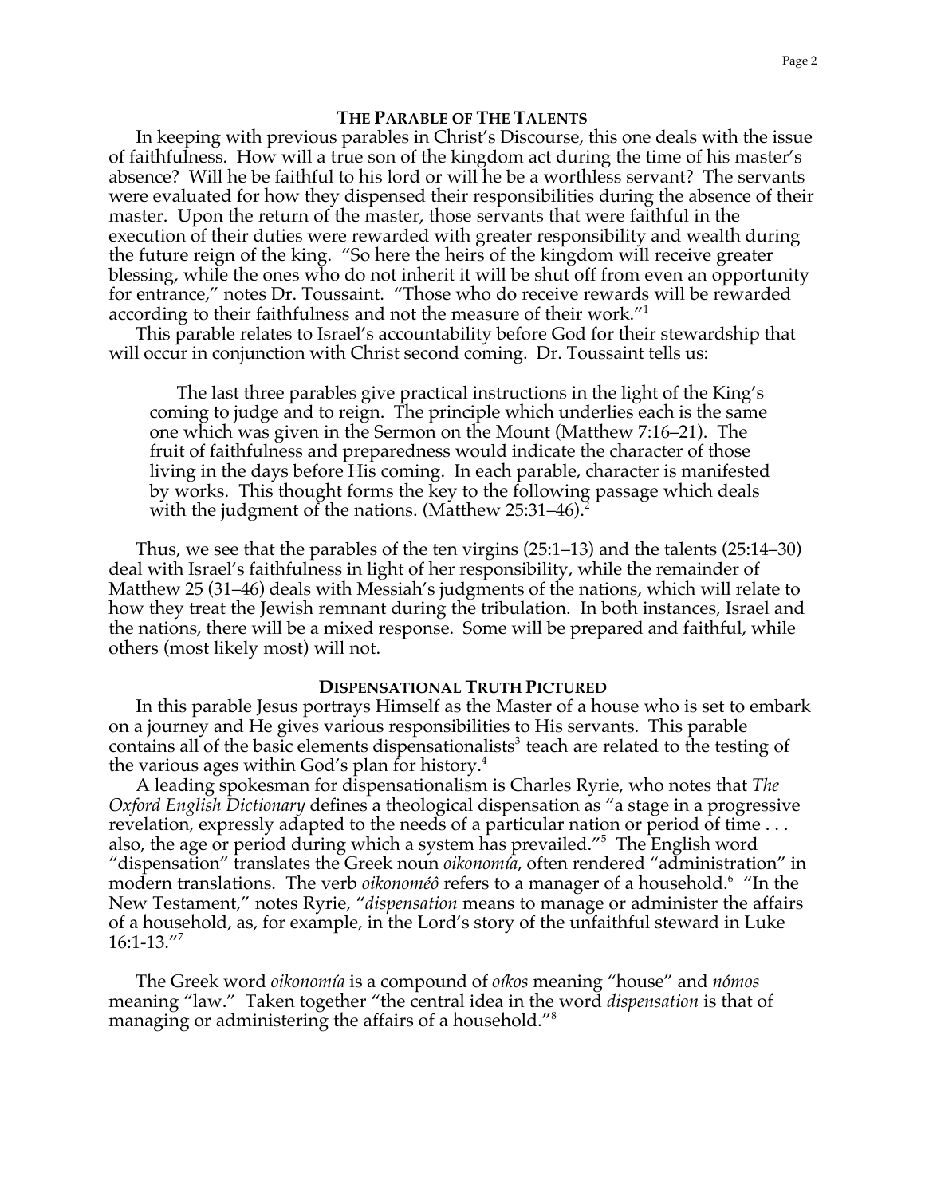## The Parable of The Talents

In keeping with previous parables in Christ's Discourse, this one deals with the issue of faithfulness. How will a true son of the kingdom act during the time of his master's absence? Will he be faithful to his lord or will he be a worthless servant? The servants were evaluated for how they dispensed their responsibilities during the absence of their master. Upon the return of the master, those servants that were faithful in the execution of their duties were rewarded with greater responsibility and wealth during the future reign of the king. "So here the heirs of the kingdom will receive greater blessing, while the ones who do not inherit it will be shut off from even an opportunity for entrance," notes Dr. Toussaint. "Those who do receive rewards will be rewarded according to their faithfulness and not the measure of their work."[1]

This parable relates to Israel's accountability before God for their stewardship that will occur in conjunction with Christ second coming. Dr. Toussaint tells us:

> The last three parables give practical instructions in the light of the King's coming to judge and to reign. The principle which underlies each is the same one which was given in the Sermon on the Mount (Matthew 7:16–21). The fruit of faithfulness and preparedness would indicate the character of those living in the days before His coming. In each parable, character is manifested by works. This thought forms the key to the following passage which deals with the judgment of the nations. (Matthew 25:31–46).[2]

Thus, we see that the parables of the ten virgins (25:1–13) and the talents (25:14–30) deal with Israel's faithfulness in light of her responsibility, while the remainder of Matthew 25 (31–46) deals with Messiah's judgments of the nations, which will relate to how they treat the Jewish remnant during the tribulation. In both instances, Israel and the nations, there will be a mixed response. Some will be prepared and faithful, while others (most likely most) will not.

## Dispensational Truth Pictured

In this parable Jesus portrays Himself as the Master of a house who is set to embark on a journey and He gives various responsibilities to His servants. This parable contains all of the basic elements dispensationalists[3] teach are related to the testing of the various ages within God's plan for history.[4]

A leading spokesman for dispensationalism is Charles Ryrie, who notes that *The Oxford English Dictionary* defines a theological dispensation as "a stage in a progressive revelation, expressly adapted to the needs of a particular nation or period of time . . . also, the age or period during which a system has prevailed."[5] The English word "dispensation" translates the Greek noun *oikonomía*, often rendered "administration" in modern translations. The verb *oikonoméô* refers to a manager of a household.[6] "In the New Testament," notes Ryrie, "*dispensation* means to manage or administer the affairs of a household, as, for example, in the Lord's story of the unfaithful steward in Luke 16:1-13."[7]

The Greek word *oikonomía* is a compound of *oíkos* meaning "house" and *nómos* meaning "law." Taken together "the central idea in the word *dispensation* is that of managing or administering the affairs of a household."[8]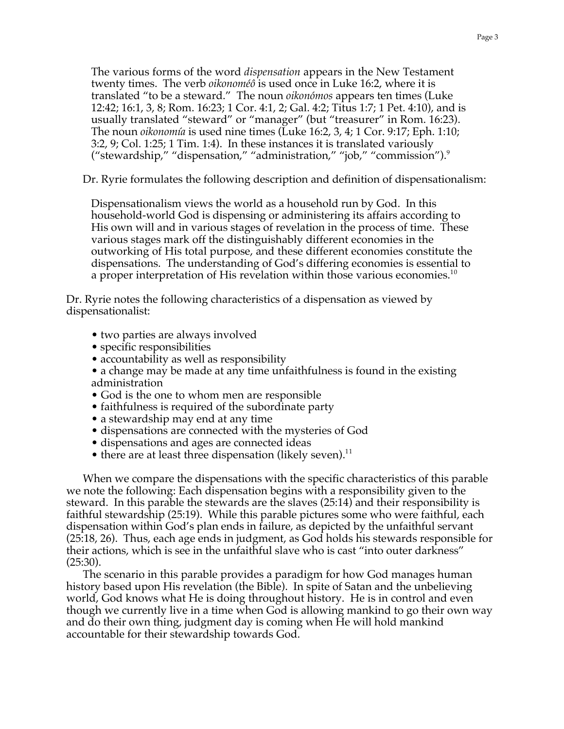> The various forms of the word *dispensation* appears in the New Testament twenty times. The verb *oikonoméô* is used once in Luke 16:2, where it is translated "to be a steward." The noun *oikonómos* appears ten times (Luke 12:42; 16:1, 3, 8; Rom. 16:23; 1 Cor. 4:1, 2; Gal. 4:2; Titus 1:7; 1 Pet. 4:10), and is usually translated "steward" or "manager" (but "treasurer" in Rom. 16:23). The noun *oikonomía* is used nine times (Luke 16:2, 3, 4; 1 Cor. 9:17; Eph. 1:10; 3:2, 9; Col. 1:25; 1 Tim. 1:4). In these instances it is translated variously ("stewardship," "dispensation," "administration," "job," "commission").[9]

Dr. Ryrie formulates the following description and definition of dispensationalism:

> Dispensationalism views the world as a household run by God. In this household-world God is dispensing or administering its affairs according to His own will and in various stages of revelation in the process of time. These various stages mark off the distinguishably different economies in the outworking of His total purpose, and these different economies constitute the dispensations. The understanding of God's differing economies is essential to a proper interpretation of His revelation within those various economies.[10]

Dr. Ryrie notes the following characteristics of a dispensation as viewed by dispensationalist:

- two parties are always involved
- specific responsibilities
- accountability as well as responsibility
- a change may be made at any time unfaithfulness is found in the existing administration
- God is the one to whom men are responsible
- faithfulness is required of the subordinate party
- a stewardship may end at any time
- dispensations are connected with the mysteries of God
- dispensations and ages are connected ideas
- there are at least three dispensation (likely seven).[11]

When we compare the dispensations with the specific characteristics of this parable we note the following: Each dispensation begins with a responsibility given to the steward. In this parable the stewards are the slaves (25:14) and their responsibility is faithful stewardship (25:19). While this parable pictures some who were faithful, each dispensation within God's plan ends in failure, as depicted by the unfaithful servant (25:18, 26). Thus, each age ends in judgment, as God holds his stewards responsible for their actions, which is see in the unfaithful slave who is cast "into outer darkness" (25:30).

The scenario in this parable provides a paradigm for how God manages human history based upon His revelation (the Bible). In spite of Satan and the unbelieving world, God knows what He is doing throughout history. He is in control and even though we currently live in a time when God is allowing mankind to go their own way and do their own thing, judgment day is coming when He will hold mankind accountable for their stewardship towards God.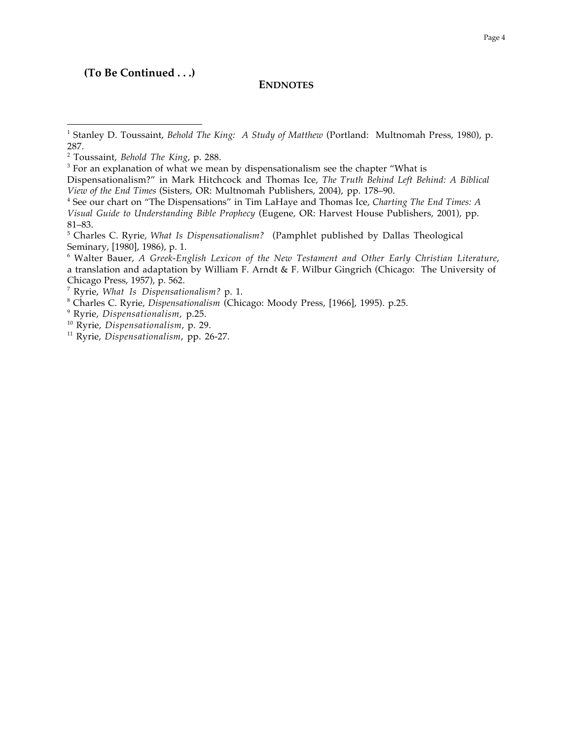**(To Be Continued . . .)**

## ENDNOTES

[1] Stanley D. Toussaint, *Behold The King: A Study of Matthew* (Portland: Multnomah Press, 1980), p. 287.

[2] Toussaint, *Behold The King*, p. 288.

[3] For an explanation of what we mean by dispensationalism see the chapter "What is Dispensationalism?" in Mark Hitchcock and Thomas Ice, *The Truth Behind Left Behind: A Biblical View of the End Times* (Sisters, OR: Multnomah Publishers, 2004), pp. 178–90.

[4] See our chart on "The Dispensations" in Tim LaHaye and Thomas Ice, *Charting The End Times: A Visual Guide to Understanding Bible Prophecy* (Eugene, OR: Harvest House Publishers, 2001), pp. 81–83.

[5] Charles C. Ryrie, *What Is Dispensationalism?* (Pamphlet published by Dallas Theological Seminary, [1980], 1986), p. 1.

[6] Walter Bauer, *A Greek-English Lexicon of the New Testament and Other Early Christian Literature*, a translation and adaptation by William F. Arndt & F. Wilbur Gingrich (Chicago: The University of Chicago Press, 1957), p. 562.

[7] Ryrie, *What Is Dispensationalism?* p. 1.

[8] Charles C. Ryrie, *Dispensationalism* (Chicago: Moody Press, [1966], 1995). p.25.

[9] Ryrie, *Dispensationalism*, p.25.

[10] Ryrie, *Dispensationalism*, p. 29.

[11] Ryrie, *Dispensationalism*, pp. 26-27.